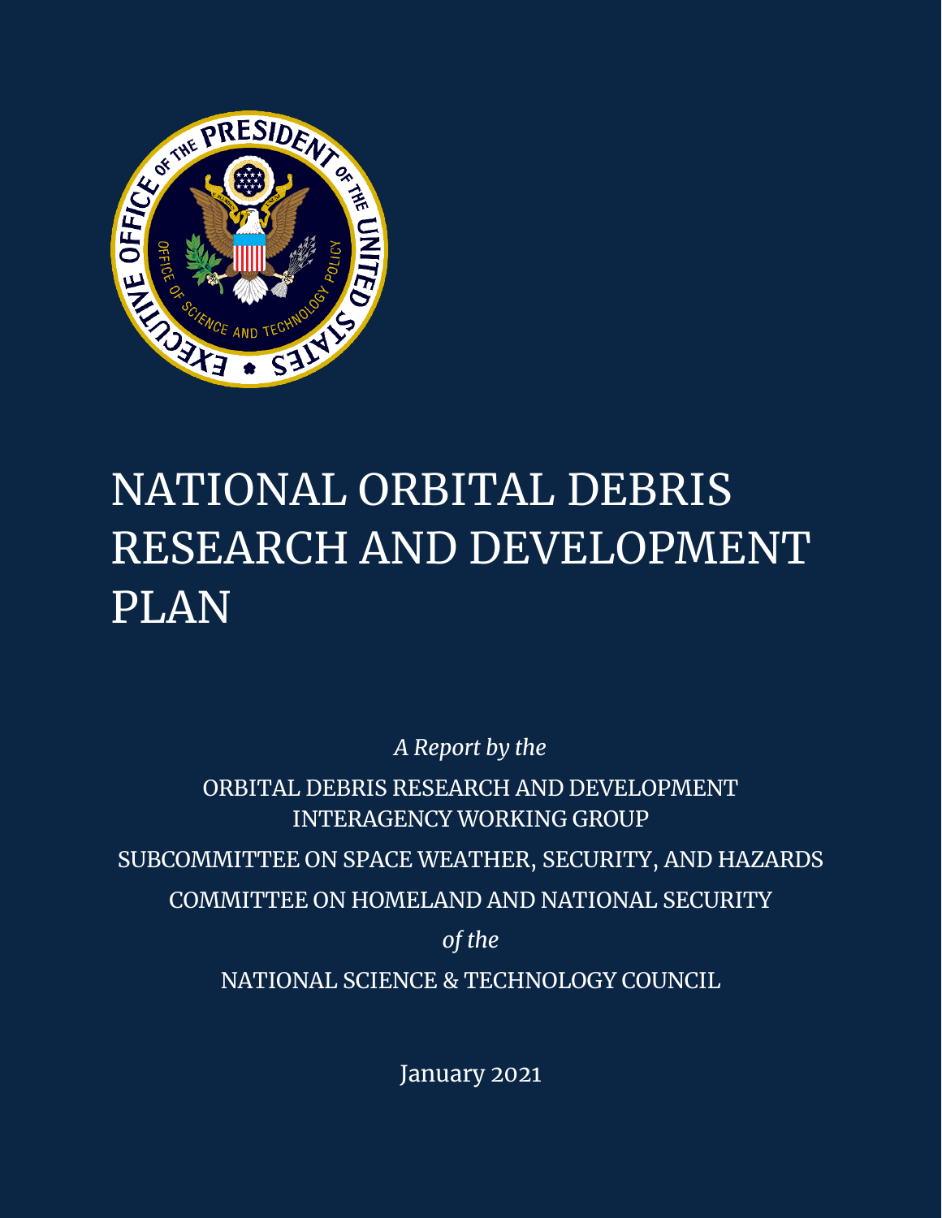# NATIONAL ORBITAL DEBRIS RESEARCH AND DEVELOPMENT PLAN

*A Report by the*

ORBITAL DEBRIS RESEARCH AND DEVELOPMENT INTERAGENCY WORKING GROUP

SUBCOMMITTEE ON SPACE WEATHER, SECURITY, AND HAZARDS

COMMITTEE ON HOMELAND AND NATIONAL SECURITY

*of the*

NATIONAL SCIENCE & TECHNOLOGY COUNCIL

January 2021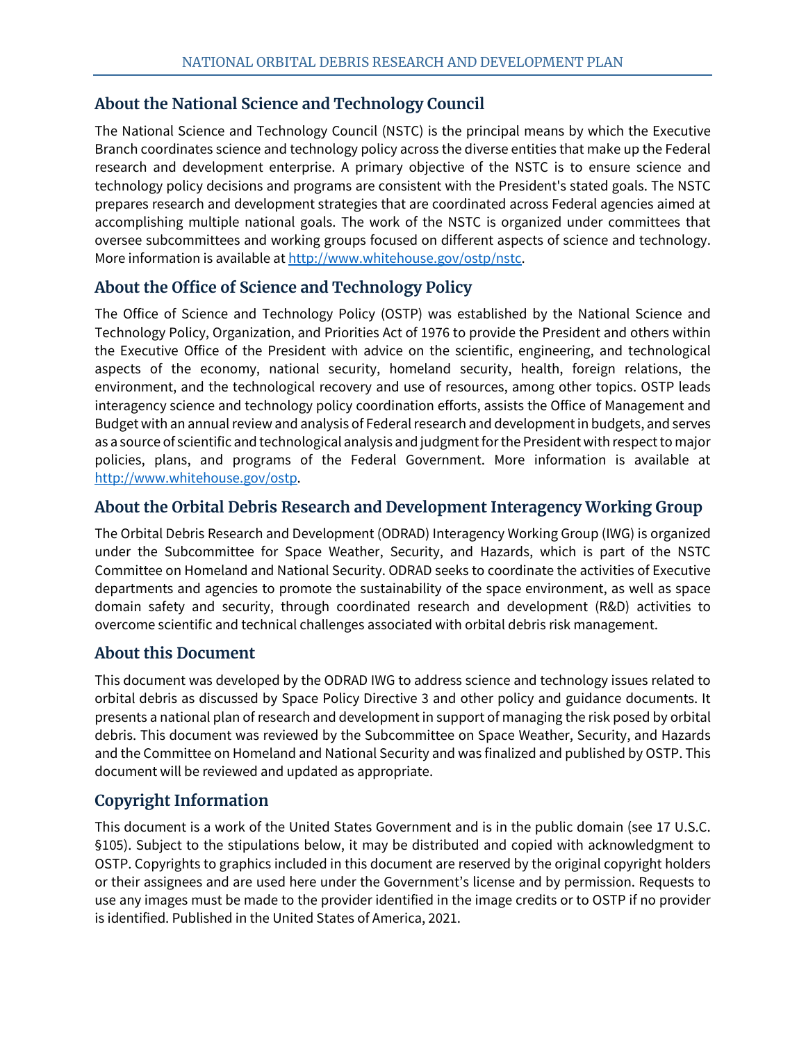## About the National Science and Technology Council

The National Science and Technology Council (NSTC) is the principal means by which the Executive Branch coordinates science and technology policy across the diverse entities that make up the Federal research and development enterprise. A primary objective of the NSTC is to ensure science and technology policy decisions and programs are consistent with the President's stated goals. The NSTC prepares research and development strategies that are coordinated across Federal agencies aimed at accomplishing multiple national goals. The work of the NSTC is organized under committees that oversee subcommittees and working groups focused on different aspects of science and technology. More information is available at http://www.whitehouse.gov/ostp/nstc.

## About the Office of Science and Technology Policy

The Office of Science and Technology Policy (OSTP) was established by the National Science and Technology Policy, Organization, and Priorities Act of 1976 to provide the President and others within the Executive Office of the President with advice on the scientific, engineering, and technological aspects of the economy, national security, homeland security, health, foreign relations, the environment, and the technological recovery and use of resources, among other topics. OSTP leads interagency science and technology policy coordination efforts, assists the Office of Management and Budget with an annual review and analysis of Federal research and development in budgets, and serves as a source of scientific and technological analysis and judgment for the President with respect to major policies, plans, and programs of the Federal Government. More information is available at http://www.whitehouse.gov/ostp.

## About the Orbital Debris Research and Development Interagency Working Group

The Orbital Debris Research and Development (ODRAD) Interagency Working Group (IWG) is organized under the Subcommittee for Space Weather, Security, and Hazards, which is part of the NSTC Committee on Homeland and National Security. ODRAD seeks to coordinate the activities of Executive departments and agencies to promote the sustainability of the space environment, as well as space domain safety and security, through coordinated research and development (R&D) activities to overcome scientific and technical challenges associated with orbital debris risk management.

## About this Document

This document was developed by the ODRAD IWG to address science and technology issues related to orbital debris as discussed by Space Policy Directive 3 and other policy and guidance documents. It presents a national plan of research and development in support of managing the risk posed by orbital debris. This document was reviewed by the Subcommittee on Space Weather, Security, and Hazards and the Committee on Homeland and National Security and was finalized and published by OSTP. This document will be reviewed and updated as appropriate.

## Copyright Information

This document is a work of the United States Government and is in the public domain (see 17 U.S.C. §105). Subject to the stipulations below, it may be distributed and copied with acknowledgment to OSTP. Copyrights to graphics included in this document are reserved by the original copyright holders or their assignees and are used here under the Government's license and by permission. Requests to use any images must be made to the provider identified in the image credits or to OSTP if no provider is identified. Published in the United States of America, 2021.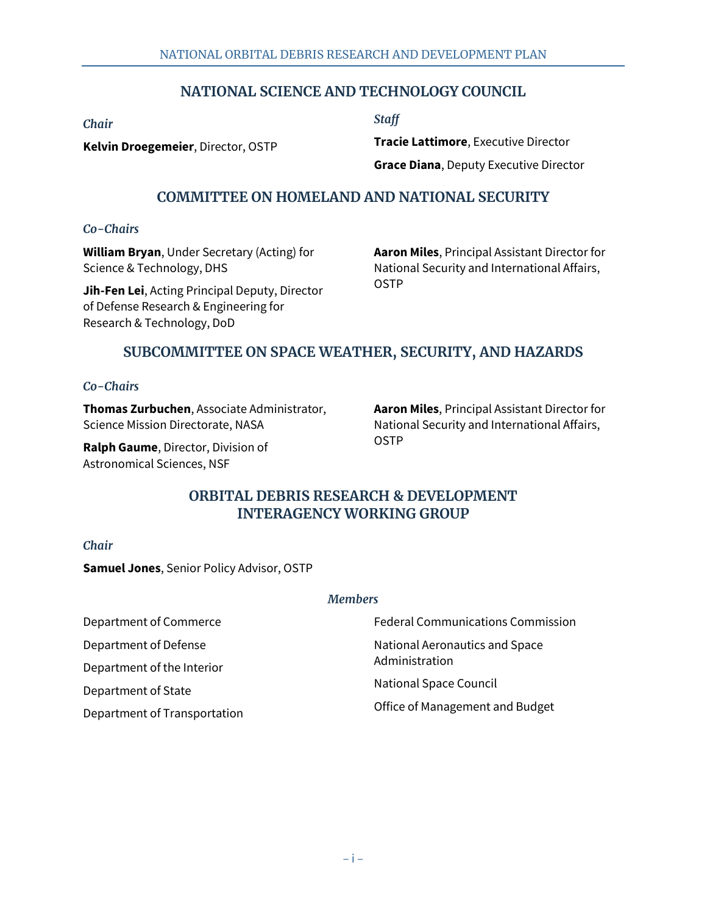## NATIONAL SCIENCE AND TECHNOLOGY COUNCIL

*Chair*

**Kelvin Droegemeier**, Director, OSTP

*Staff*

**Tracie Lattimore**, Executive Director

**Grace Diana**, Deputy Executive Director

## COMMITTEE ON HOMELAND AND NATIONAL SECURITY

*Co-Chairs*

**William Bryan**, Under Secretary (Acting) for Science & Technology, DHS

**Jih-Fen Lei**, Acting Principal Deputy, Director of Defense Research & Engineering for Research & Technology, DoD

**Aaron Miles**, Principal Assistant Director for National Security and International Affairs, OSTP

## SUBCOMMITTEE ON SPACE WEATHER, SECURITY, AND HAZARDS

*Co-Chairs*

**Thomas Zurbuchen**, Associate Administrator, Science Mission Directorate, NASA

**Ralph Gaume**, Director, Division of Astronomical Sciences, NSF

**Aaron Miles**, Principal Assistant Director for National Security and International Affairs, OSTP

## ORBITAL DEBRIS RESEARCH & DEVELOPMENT INTERAGENCY WORKING GROUP

*Chair*

**Samuel Jones**, Senior Policy Advisor, OSTP

*Members*

Department of Commerce

Department of Defense

Department of the Interior

Department of State

Department of Transportation

Federal Communications Commission

National Aeronautics and Space Administration

National Space Council

Office of Management and Budget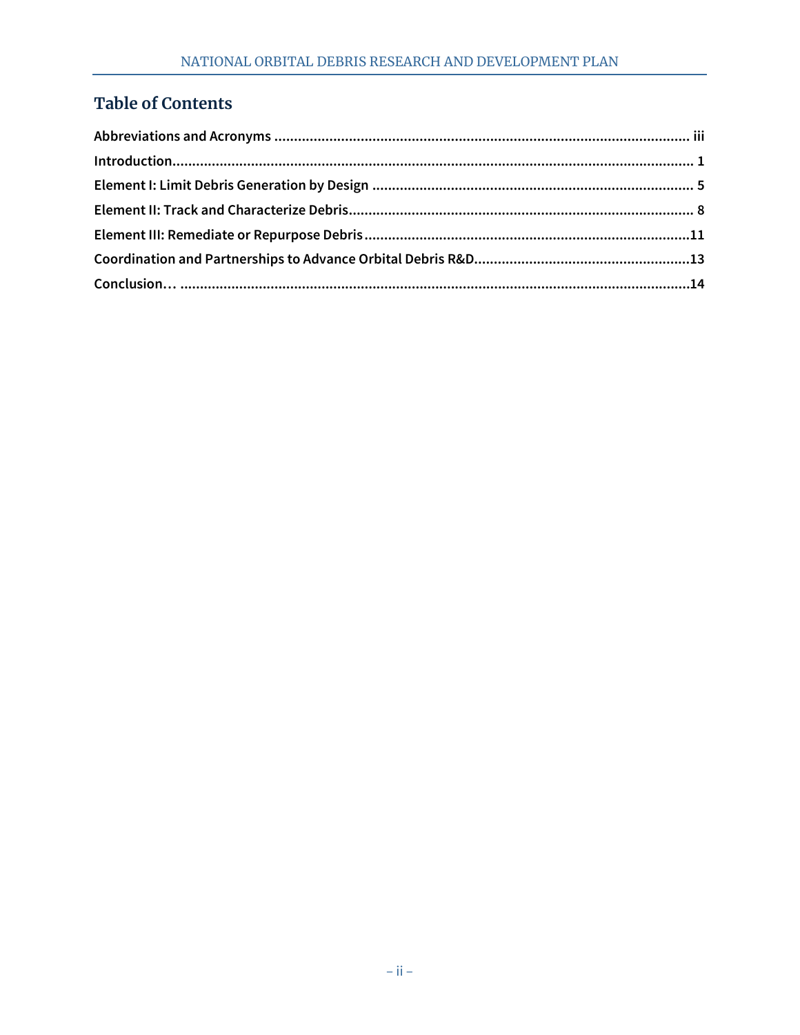## Table of Contents

**Abbreviations and Acronyms** ........................................ **iii**

**Introduction** ........................................ **1**

**Element I: Limit Debris Generation by Design** ........................................ **5**

**Element II: Track and Characterize Debris** ........................................ **8**

**Element III: Remediate or Repurpose Debris** ........................................ **11**

**Coordination and Partnerships to Advance Orbital Debris R&D** ........................................ **13**

**Conclusion…** ........................................ **14**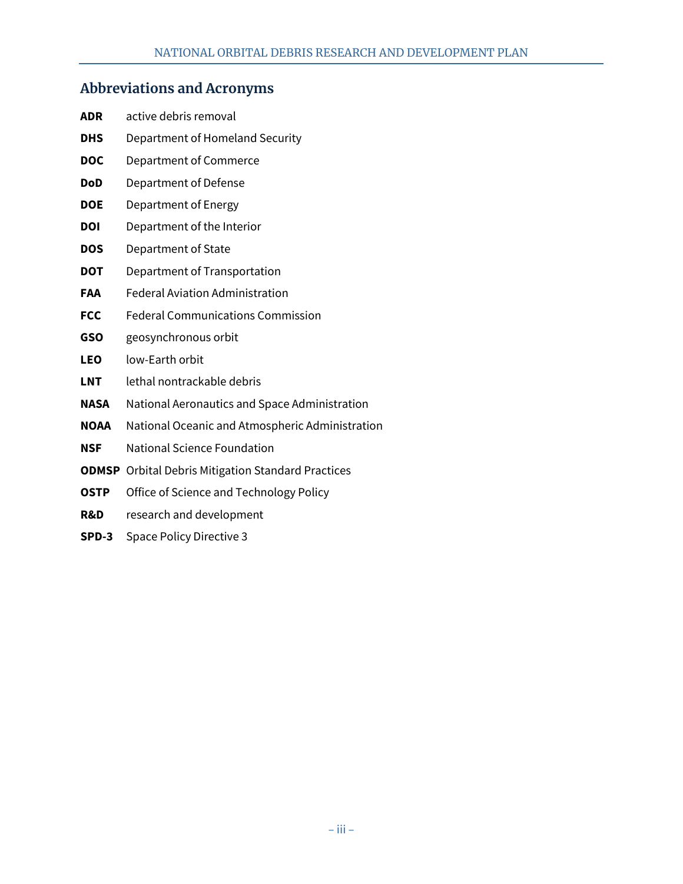## Abbreviations and Acronyms

**ADR** active debris removal

**DHS** Department of Homeland Security

**DOC** Department of Commerce

**DoD** Department of Defense

**DOE** Department of Energy

**DOI** Department of the Interior

**DOS** Department of State

**DOT** Department of Transportation

**FAA** Federal Aviation Administration

**FCC** Federal Communications Commission

**GSO** geosynchronous orbit

**LEO** low-Earth orbit

**LNT** lethal nontrackable debris

**NASA** National Aeronautics and Space Administration

**NOAA** National Oceanic and Atmospheric Administration

**NSF** National Science Foundation

**ODMSP** Orbital Debris Mitigation Standard Practices

**OSTP** Office of Science and Technology Policy

**R&D** research and development

**SPD-3** Space Policy Directive 3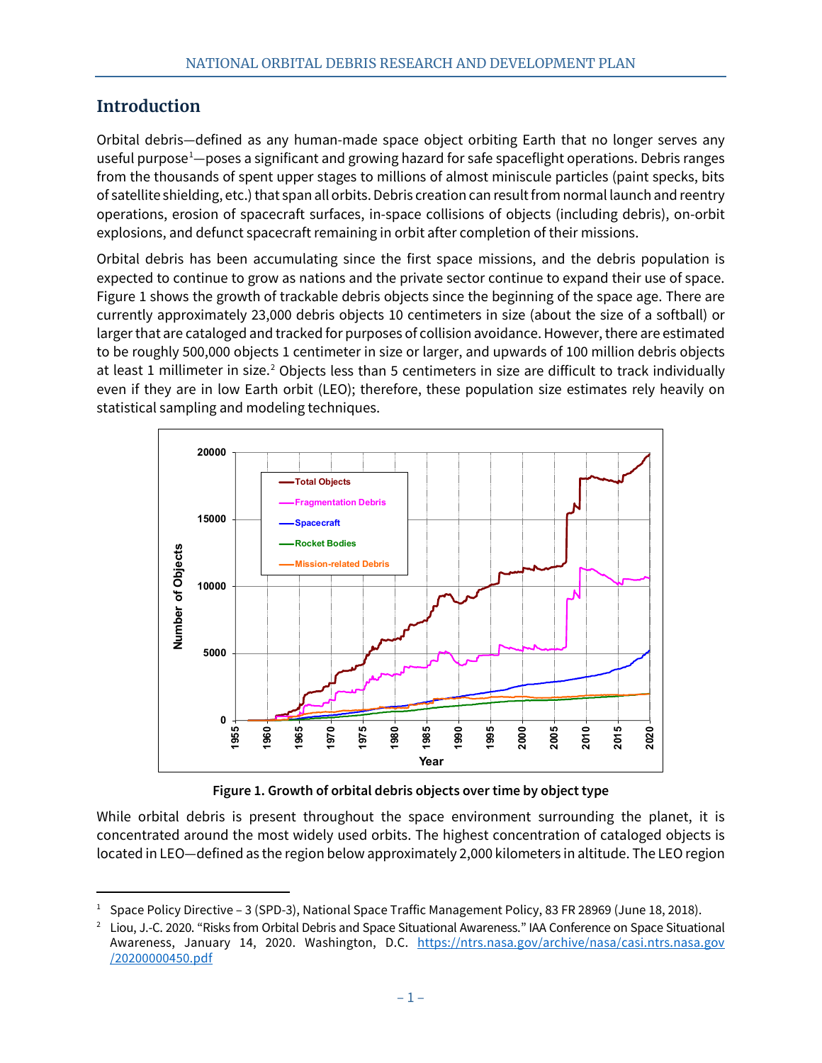## Introduction

Orbital debris—defined as any human-made space object orbiting Earth that no longer serves any useful purpose[1]—poses a significant and growing hazard for safe spaceflight operations. Debris ranges from the thousands of spent upper stages to millions of almost miniscule particles (paint specks, bits of satellite shielding, etc.) that span all orbits. Debris creation can result from normal launch and reentry operations, erosion of spacecraft surfaces, in-space collisions of objects (including debris), on-orbit explosions, and defunct spacecraft remaining in orbit after completion of their missions.

Orbital debris has been accumulating since the first space missions, and the debris population is expected to continue to grow as nations and the private sector continue to expand their use of space. Figure 1 shows the growth of trackable debris objects since the beginning of the space age. There are currently approximately 23,000 debris objects 10 centimeters in size (about the size of a softball) or larger that are cataloged and tracked for purposes of collision avoidance. However, there are estimated to be roughly 500,000 objects 1 centimeter in size or larger, and upwards of 100 million debris objects at least 1 millimeter in size.[2] Objects less than 5 centimeters in size are difficult to track individually even if they are in low Earth orbit (LEO); therefore, these population size estimates rely heavily on statistical sampling and modeling techniques.

**Figure 1. Growth of orbital debris objects over time by object type**

While orbital debris is present throughout the space environment surrounding the planet, it is concentrated around the most widely used orbits. The highest concentration of cataloged objects is located in LEO—defined as the region below approximately 2,000 kilometers in altitude. The LEO region

---

[1] Space Policy Directive – 3 (SPD-3), National Space Traffic Management Policy, 83 FR 28969 (June 18, 2018).

[2] Liou, J.-C. 2020. "Risks from Orbital Debris and Space Situational Awareness." IAA Conference on Space Situational Awareness, January 14, 2020. Washington, D.C. https://ntrs.nasa.gov/archive/nasa/casi.ntrs.nasa.gov/20200000450.pdf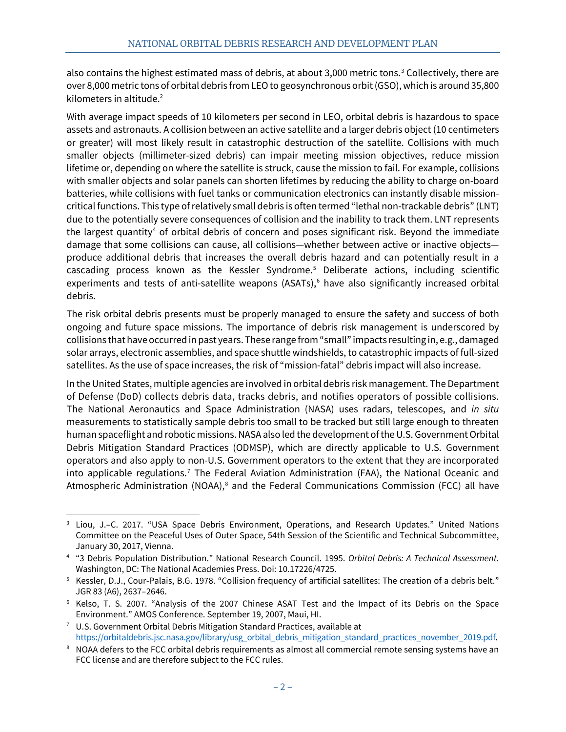also contains the highest estimated mass of debris, at about 3,000 metric tons.[3] Collectively, there are over 8,000 metric tons of orbital debris from LEO to geosynchronous orbit (GSO), which is around 35,800 kilometers in altitude.[2]

With average impact speeds of 10 kilometers per second in LEO, orbital debris is hazardous to space assets and astronauts. A collision between an active satellite and a larger debris object (10 centimeters or greater) will most likely result in catastrophic destruction of the satellite. Collisions with much smaller objects (millimeter-sized debris) can impair meeting mission objectives, reduce mission lifetime or, depending on where the satellite is struck, cause the mission to fail. For example, collisions with smaller objects and solar panels can shorten lifetimes by reducing the ability to charge on-board batteries, while collisions with fuel tanks or communication electronics can instantly disable mission-critical functions. This type of relatively small debris is often termed "lethal non-trackable debris" (LNT) due to the potentially severe consequences of collision and the inability to track them. LNT represents the largest quantity[4] of orbital debris of concern and poses significant risk. Beyond the immediate damage that some collisions can cause, all collisions—whether between active or inactive objects—produce additional debris that increases the overall debris hazard and can potentially result in a cascading process known as the Kessler Syndrome.[5] Deliberate actions, including scientific experiments and tests of anti-satellite weapons (ASATs),[6] have also significantly increased orbital debris.

The risk orbital debris presents must be properly managed to ensure the safety and success of both ongoing and future space missions. The importance of debris risk management is underscored by collisions that have occurred in past years. These range from "small" impacts resulting in, e.g., damaged solar arrays, electronic assemblies, and space shuttle windshields, to catastrophic impacts of full-sized satellites. As the use of space increases, the risk of "mission-fatal" debris impact will also increase.

In the United States, multiple agencies are involved in orbital debris risk management. The Department of Defense (DoD) collects debris data, tracks debris, and notifies operators of possible collisions. The National Aeronautics and Space Administration (NASA) uses radars, telescopes, and *in situ* measurements to statistically sample debris too small to be tracked but still large enough to threaten human spaceflight and robotic missions. NASA also led the development of the U.S. Government Orbital Debris Mitigation Standard Practices (ODMSP), which are directly applicable to U.S. Government operators and also apply to non-U.S. Government operators to the extent that they are incorporated into applicable regulations.[7] The Federal Aviation Administration (FAA), the National Oceanic and Atmospheric Administration (NOAA),[8] and the Federal Communications Commission (FCC) all have

---

[3] Liou, J.-C. 2017. "USA Space Debris Environment, Operations, and Research Updates." United Nations Committee on the Peaceful Uses of Outer Space, 54th Session of the Scientific and Technical Subcommittee, January 30, 2017, Vienna.

[4] "3 Debris Population Distribution." National Research Council. 1995. *Orbital Debris: A Technical Assessment.* Washington, DC: The National Academies Press. Doi: 10.17226/4725.

[5] Kessler, D.J., Cour-Palais, B.G. 1978. "Collision frequency of artificial satellites: The creation of a debris belt." JGR 83 (A6), 2637–2646.

[6] Kelso, T. S. 2007. "Analysis of the 2007 Chinese ASAT Test and the Impact of its Debris on the Space Environment." AMOS Conference. September 19, 2007, Maui, HI.

[7] U.S. Government Orbital Debris Mitigation Standard Practices, available at https://orbitaldebris.jsc.nasa.gov/library/usg_orbital_debris_mitigation_standard_practices_november_2019.pdf.

[8] NOAA defers to the FCC orbital debris requirements as almost all commercial remote sensing systems have an FCC license and are therefore subject to the FCC rules.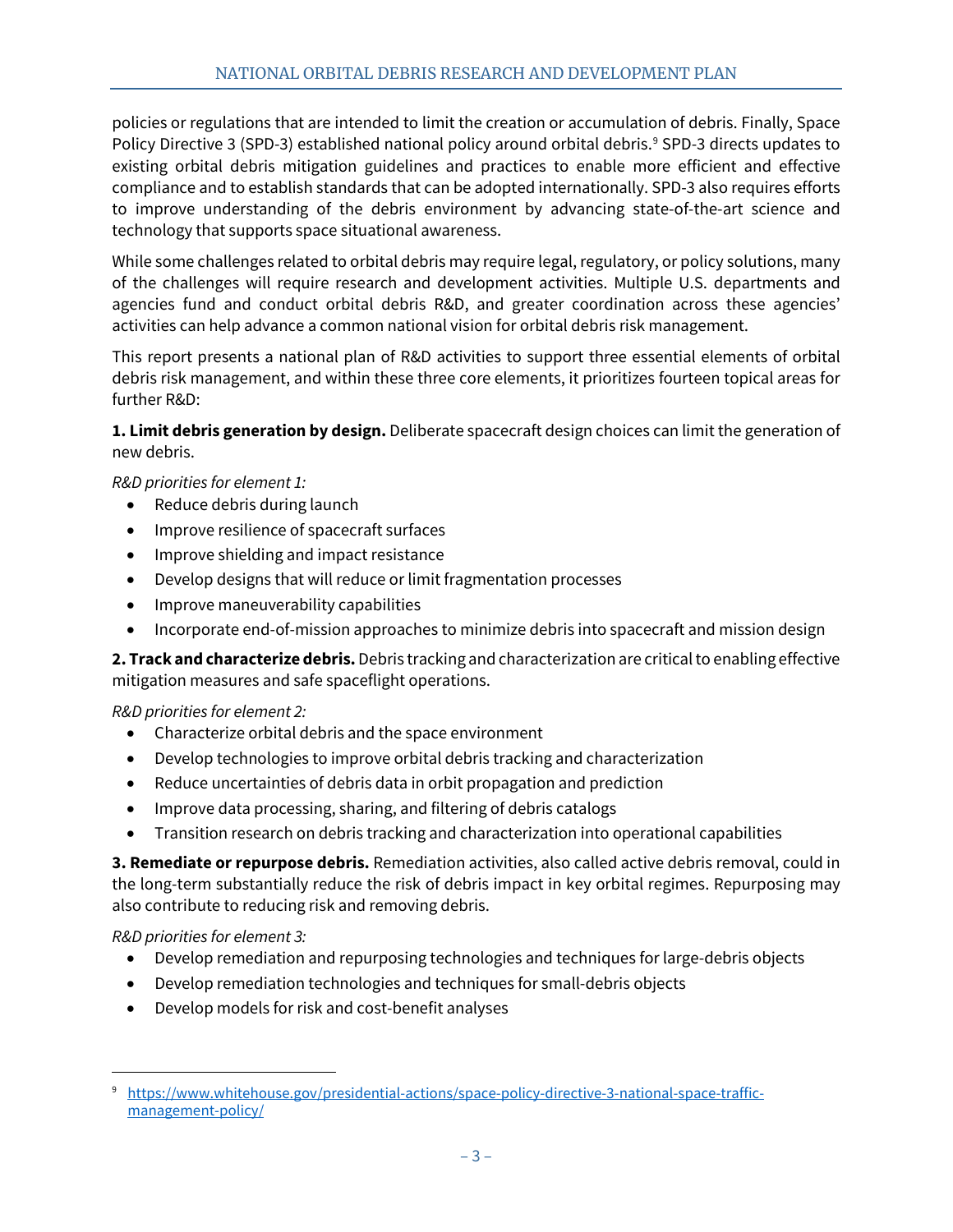policies or regulations that are intended to limit the creation or accumulation of debris. Finally, Space Policy Directive 3 (SPD-3) established national policy around orbital debris.[9] SPD-3 directs updates to existing orbital debris mitigation guidelines and practices to enable more efficient and effective compliance and to establish standards that can be adopted internationally. SPD-3 also requires efforts to improve understanding of the debris environment by advancing state-of-the-art science and technology that supports space situational awareness.

While some challenges related to orbital debris may require legal, regulatory, or policy solutions, many of the challenges will require research and development activities. Multiple U.S. departments and agencies fund and conduct orbital debris R&D, and greater coordination across these agencies' activities can help advance a common national vision for orbital debris risk management.

This report presents a national plan of R&D activities to support three essential elements of orbital debris risk management, and within these three core elements, it prioritizes fourteen topical areas for further R&D:

**1. Limit debris generation by design.** Deliberate spacecraft design choices can limit the generation of new debris.

*R&D priorities for element 1:*

- Reduce debris during launch
- Improve resilience of spacecraft surfaces
- Improve shielding and impact resistance
- Develop designs that will reduce or limit fragmentation processes
- Improve maneuverability capabilities
- Incorporate end-of-mission approaches to minimize debris into spacecraft and mission design

**2. Track and characterize debris.** Debris tracking and characterization are critical to enabling effective mitigation measures and safe spaceflight operations.

*R&D priorities for element 2:*

- Characterize orbital debris and the space environment
- Develop technologies to improve orbital debris tracking and characterization
- Reduce uncertainties of debris data in orbit propagation and prediction
- Improve data processing, sharing, and filtering of debris catalogs
- Transition research on debris tracking and characterization into operational capabilities

**3. Remediate or repurpose debris.** Remediation activities, also called active debris removal, could in the long-term substantially reduce the risk of debris impact in key orbital regimes. Repurposing may also contribute to reducing risk and removing debris.

*R&D priorities for element 3:*

- Develop remediation and repurposing technologies and techniques for large-debris objects
- Develop remediation technologies and techniques for small-debris objects
- Develop models for risk and cost-benefit analyses

---

[9] https://www.whitehouse.gov/presidential-actions/space-policy-directive-3-national-space-traffic-management-policy/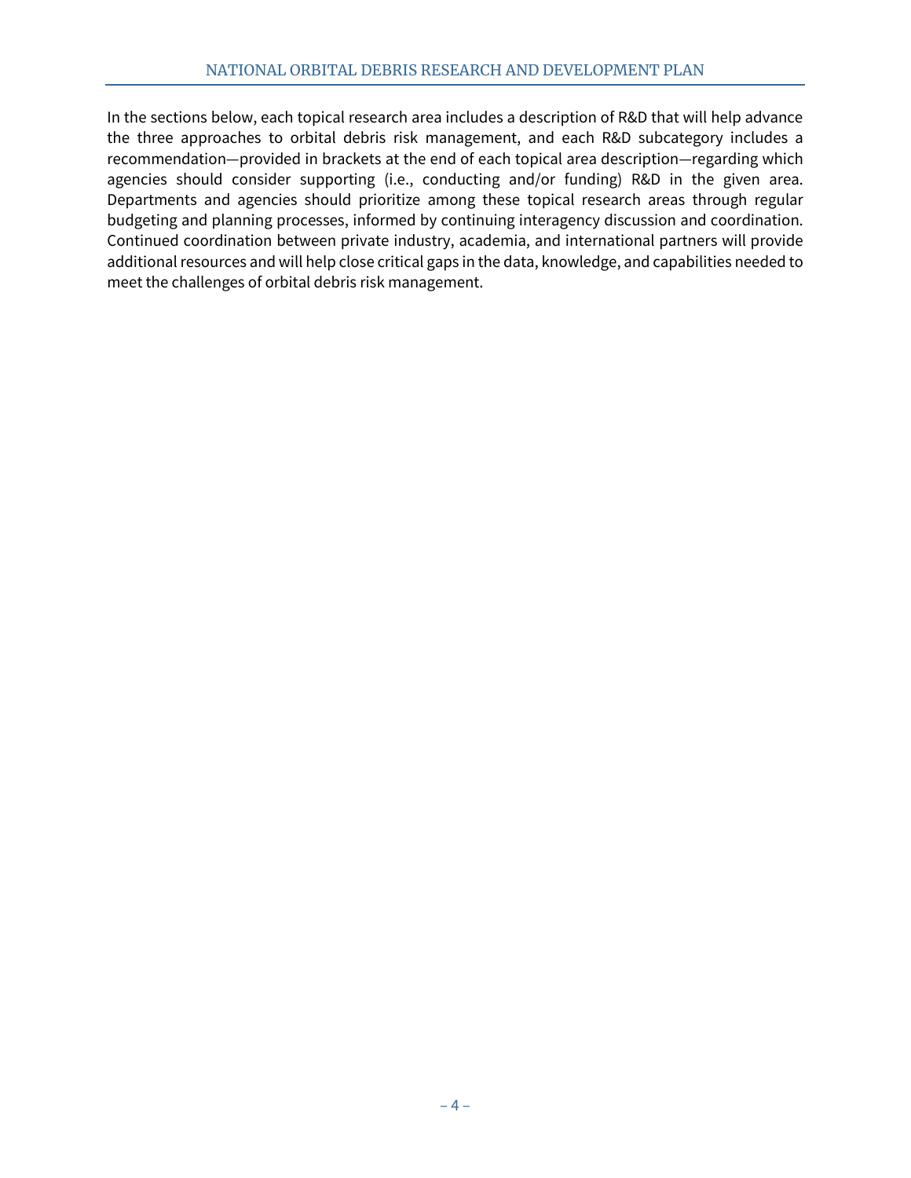In the sections below, each topical research area includes a description of R&D that will help advance the three approaches to orbital debris risk management, and each R&D subcategory includes a recommendation—provided in brackets at the end of each topical area description—regarding which agencies should consider supporting (i.e., conducting and/or funding) R&D in the given area. Departments and agencies should prioritize among these topical research areas through regular budgeting and planning processes, informed by continuing interagency discussion and coordination. Continued coordination between private industry, academia, and international partners will provide additional resources and will help close critical gaps in the data, knowledge, and capabilities needed to meet the challenges of orbital debris risk management.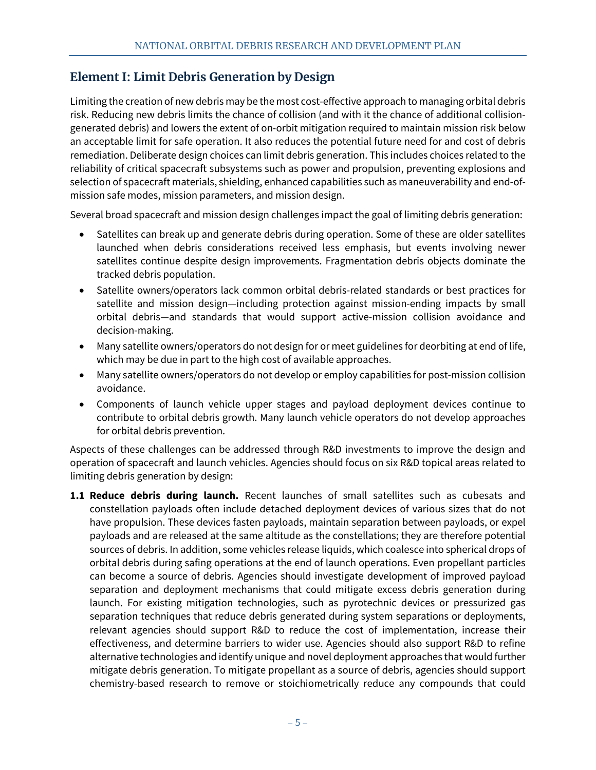## Element I: Limit Debris Generation by Design

Limiting the creation of new debris may be the most cost-effective approach to managing orbital debris risk. Reducing new debris limits the chance of collision (and with it the chance of additional collision-generated debris) and lowers the extent of on-orbit mitigation required to maintain mission risk below an acceptable limit for safe operation. It also reduces the potential future need for and cost of debris remediation. Deliberate design choices can limit debris generation. This includes choices related to the reliability of critical spacecraft subsystems such as power and propulsion, preventing explosions and selection of spacecraft materials, shielding, enhanced capabilities such as maneuverability and end-of-mission safe modes, mission parameters, and mission design.

Several broad spacecraft and mission design challenges impact the goal of limiting debris generation:

- Satellites can break up and generate debris during operation. Some of these are older satellites launched when debris considerations received less emphasis, but events involving newer satellites continue despite design improvements. Fragmentation debris objects dominate the tracked debris population.
- Satellite owners/operators lack common orbital debris-related standards or best practices for satellite and mission design—including protection against mission-ending impacts by small orbital debris—and standards that would support active-mission collision avoidance and decision-making.
- Many satellite owners/operators do not design for or meet guidelines for deorbiting at end of life, which may be due in part to the high cost of available approaches.
- Many satellite owners/operators do not develop or employ capabilities for post-mission collision avoidance.
- Components of launch vehicle upper stages and payload deployment devices continue to contribute to orbital debris growth. Many launch vehicle operators do not develop approaches for orbital debris prevention.

Aspects of these challenges can be addressed through R&D investments to improve the design and operation of spacecraft and launch vehicles. Agencies should focus on six R&D topical areas related to limiting debris generation by design:

**1.1 Reduce debris during launch.** Recent launches of small satellites such as cubesats and constellation payloads often include detached deployment devices of various sizes that do not have propulsion. These devices fasten payloads, maintain separation between payloads, or expel payloads and are released at the same altitude as the constellations; they are therefore potential sources of debris. In addition, some vehicles release liquids, which coalesce into spherical drops of orbital debris during safing operations at the end of launch operations. Even propellant particles can become a source of debris. Agencies should investigate development of improved payload separation and deployment mechanisms that could mitigate excess debris generation during launch. For existing mitigation technologies, such as pyrotechnic devices or pressurized gas separation techniques that reduce debris generated during system separations or deployments, relevant agencies should support R&D to reduce the cost of implementation, increase their effectiveness, and determine barriers to wider use. Agencies should also support R&D to refine alternative technologies and identify unique and novel deployment approaches that would further mitigate debris generation. To mitigate propellant as a source of debris, agencies should support chemistry-based research to remove or stoichiometrically reduce any compounds that could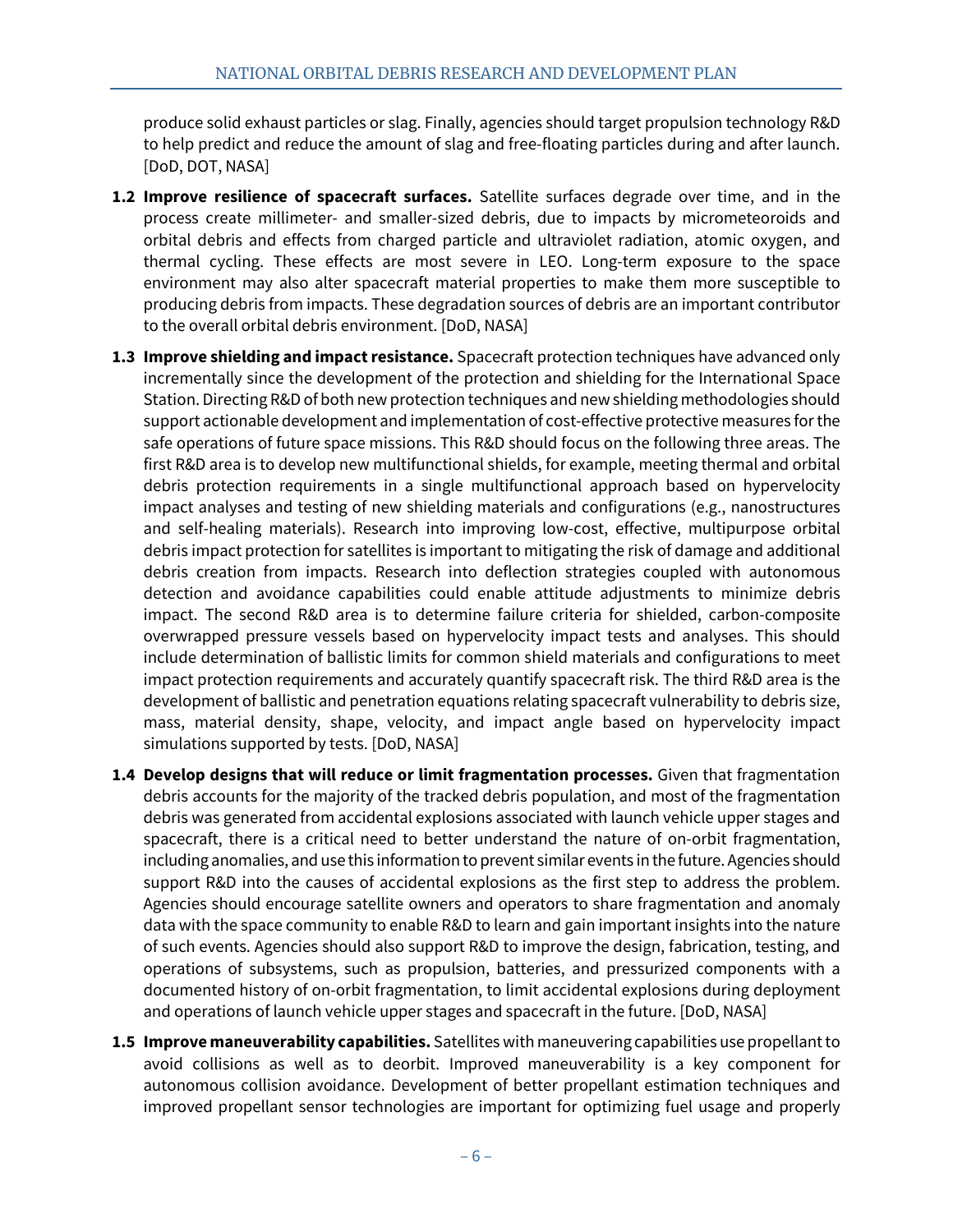produce solid exhaust particles or slag. Finally, agencies should target propulsion technology R&D to help predict and reduce the amount of slag and free-floating particles during and after launch. [DoD, DOT, NASA]

**1.2 Improve resilience of spacecraft surfaces.** Satellite surfaces degrade over time, and in the process create millimeter- and smaller-sized debris, due to impacts by micrometeoroids and orbital debris and effects from charged particle and ultraviolet radiation, atomic oxygen, and thermal cycling. These effects are most severe in LEO. Long-term exposure to the space environment may also alter spacecraft material properties to make them more susceptible to producing debris from impacts. These degradation sources of debris are an important contributor to the overall orbital debris environment. [DoD, NASA]

**1.3 Improve shielding and impact resistance.** Spacecraft protection techniques have advanced only incrementally since the development of the protection and shielding for the International Space Station. Directing R&D of both new protection techniques and new shielding methodologies should support actionable development and implementation of cost-effective protective measures for the safe operations of future space missions. This R&D should focus on the following three areas. The first R&D area is to develop new multifunctional shields, for example, meeting thermal and orbital debris protection requirements in a single multifunctional approach based on hypervelocity impact analyses and testing of new shielding materials and configurations (e.g., nanostructures and self-healing materials). Research into improving low-cost, effective, multipurpose orbital debris impact protection for satellites is important to mitigating the risk of damage and additional debris creation from impacts. Research into deflection strategies coupled with autonomous detection and avoidance capabilities could enable attitude adjustments to minimize debris impact. The second R&D area is to determine failure criteria for shielded, carbon-composite overwrapped pressure vessels based on hypervelocity impact tests and analyses. This should include determination of ballistic limits for common shield materials and configurations to meet impact protection requirements and accurately quantify spacecraft risk. The third R&D area is the development of ballistic and penetration equations relating spacecraft vulnerability to debris size, mass, material density, shape, velocity, and impact angle based on hypervelocity impact simulations supported by tests. [DoD, NASA]

**1.4 Develop designs that will reduce or limit fragmentation processes.** Given that fragmentation debris accounts for the majority of the tracked debris population, and most of the fragmentation debris was generated from accidental explosions associated with launch vehicle upper stages and spacecraft, there is a critical need to better understand the nature of on-orbit fragmentation, including anomalies, and use this information to prevent similar events in the future. Agencies should support R&D into the causes of accidental explosions as the first step to address the problem. Agencies should encourage satellite owners and operators to share fragmentation and anomaly data with the space community to enable R&D to learn and gain important insights into the nature of such events. Agencies should also support R&D to improve the design, fabrication, testing, and operations of subsystems, such as propulsion, batteries, and pressurized components with a documented history of on-orbit fragmentation, to limit accidental explosions during deployment and operations of launch vehicle upper stages and spacecraft in the future. [DoD, NASA]

**1.5 Improve maneuverability capabilities.** Satellites with maneuvering capabilities use propellant to avoid collisions as well as to deorbit. Improved maneuverability is a key component for autonomous collision avoidance. Development of better propellant estimation techniques and improved propellant sensor technologies are important for optimizing fuel usage and properly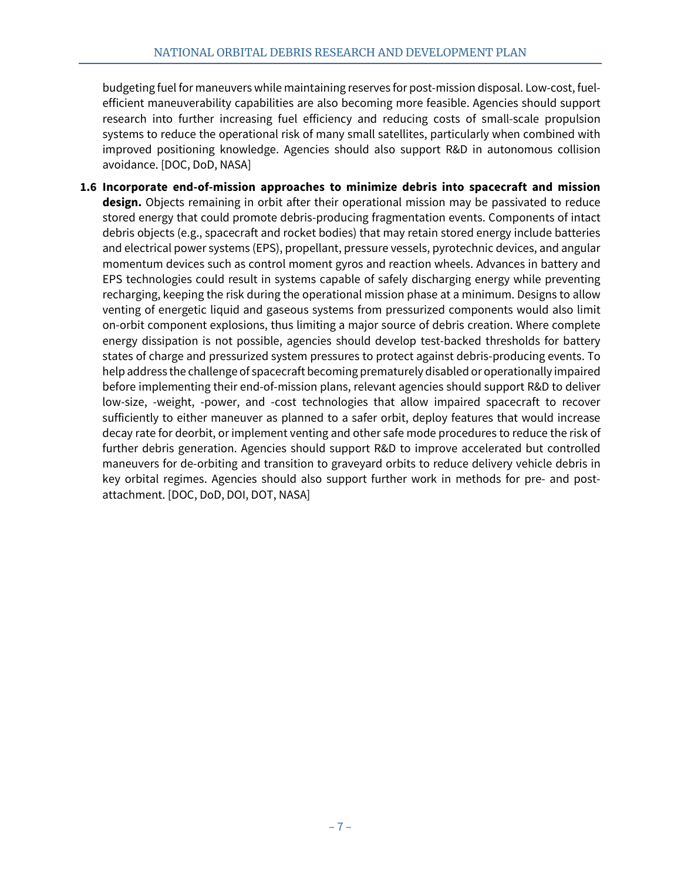budgeting fuel for maneuvers while maintaining reserves for post-mission disposal. Low-cost, fuel-efficient maneuverability capabilities are also becoming more feasible. Agencies should support research into further increasing fuel efficiency and reducing costs of small-scale propulsion systems to reduce the operational risk of many small satellites, particularly when combined with improved positioning knowledge. Agencies should also support R&D in autonomous collision avoidance. [DOC, DoD, NASA]

1.6 **Incorporate end-of-mission approaches to minimize debris into spacecraft and mission design.** Objects remaining in orbit after their operational mission may be passivated to reduce stored energy that could promote debris-producing fragmentation events. Components of intact debris objects (e.g., spacecraft and rocket bodies) that may retain stored energy include batteries and electrical power systems (EPS), propellant, pressure vessels, pyrotechnic devices, and angular momentum devices such as control moment gyros and reaction wheels. Advances in battery and EPS technologies could result in systems capable of safely discharging energy while preventing recharging, keeping the risk during the operational mission phase at a minimum. Designs to allow venting of energetic liquid and gaseous systems from pressurized components would also limit on-orbit component explosions, thus limiting a major source of debris creation. Where complete energy dissipation is not possible, agencies should develop test-backed thresholds for battery states of charge and pressurized system pressures to protect against debris-producing events. To help address the challenge of spacecraft becoming prematurely disabled or operationally impaired before implementing their end-of-mission plans, relevant agencies should support R&D to deliver low-size, -weight, -power, and -cost technologies that allow impaired spacecraft to recover sufficiently to either maneuver as planned to a safer orbit, deploy features that would increase decay rate for deorbit, or implement venting and other safe mode procedures to reduce the risk of further debris generation. Agencies should support R&D to improve accelerated but controlled maneuvers for de-orbiting and transition to graveyard orbits to reduce delivery vehicle debris in key orbital regimes. Agencies should also support further work in methods for pre- and post-attachment. [DOC, DoD, DOI, DOT, NASA]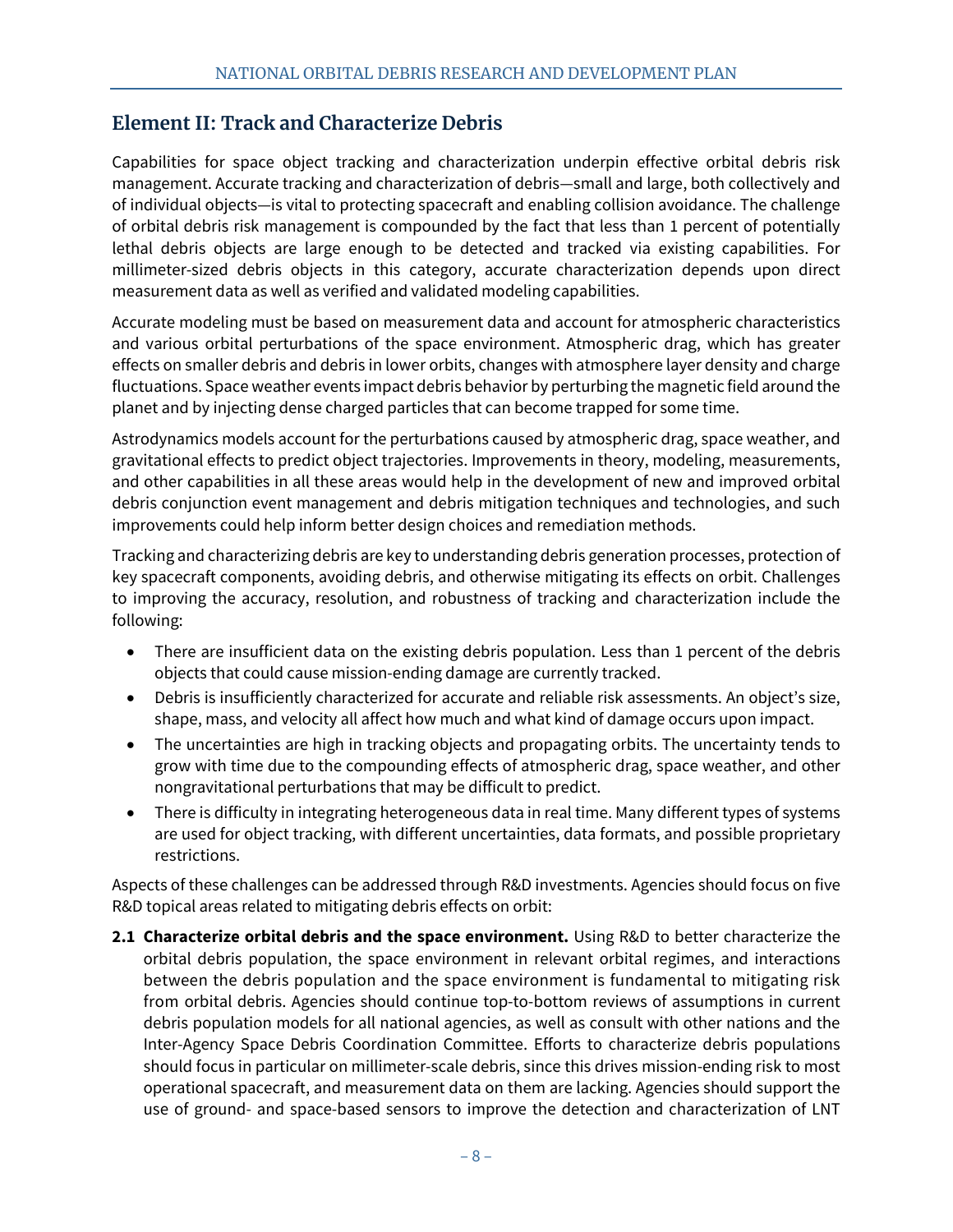## Element II: Track and Characterize Debris

Capabilities for space object tracking and characterization underpin effective orbital debris risk management. Accurate tracking and characterization of debris—small and large, both collectively and of individual objects—is vital to protecting spacecraft and enabling collision avoidance. The challenge of orbital debris risk management is compounded by the fact that less than 1 percent of potentially lethal debris objects are large enough to be detected and tracked via existing capabilities. For millimeter-sized debris objects in this category, accurate characterization depends upon direct measurement data as well as verified and validated modeling capabilities.

Accurate modeling must be based on measurement data and account for atmospheric characteristics and various orbital perturbations of the space environment. Atmospheric drag, which has greater effects on smaller debris and debris in lower orbits, changes with atmosphere layer density and charge fluctuations. Space weather events impact debris behavior by perturbing the magnetic field around the planet and by injecting dense charged particles that can become trapped for some time.

Astrodynamics models account for the perturbations caused by atmospheric drag, space weather, and gravitational effects to predict object trajectories. Improvements in theory, modeling, measurements, and other capabilities in all these areas would help in the development of new and improved orbital debris conjunction event management and debris mitigation techniques and technologies, and such improvements could help inform better design choices and remediation methods.

Tracking and characterizing debris are key to understanding debris generation processes, protection of key spacecraft components, avoiding debris, and otherwise mitigating its effects on orbit. Challenges to improving the accuracy, resolution, and robustness of tracking and characterization include the following:

- There are insufficient data on the existing debris population. Less than 1 percent of the debris objects that could cause mission-ending damage are currently tracked.
- Debris is insufficiently characterized for accurate and reliable risk assessments. An object's size, shape, mass, and velocity all affect how much and what kind of damage occurs upon impact.
- The uncertainties are high in tracking objects and propagating orbits. The uncertainty tends to grow with time due to the compounding effects of atmospheric drag, space weather, and other nongravitational perturbations that may be difficult to predict.
- There is difficulty in integrating heterogeneous data in real time. Many different types of systems are used for object tracking, with different uncertainties, data formats, and possible proprietary restrictions.

Aspects of these challenges can be addressed through R&D investments. Agencies should focus on five R&D topical areas related to mitigating debris effects on orbit:

**2.1 Characterize orbital debris and the space environment.** Using R&D to better characterize the orbital debris population, the space environment in relevant orbital regimes, and interactions between the debris population and the space environment is fundamental to mitigating risk from orbital debris. Agencies should continue top-to-bottom reviews of assumptions in current debris population models for all national agencies, as well as consult with other nations and the Inter-Agency Space Debris Coordination Committee. Efforts to characterize debris populations should focus in particular on millimeter-scale debris, since this drives mission-ending risk to most operational spacecraft, and measurement data on them are lacking. Agencies should support the use of ground- and space-based sensors to improve the detection and characterization of LNT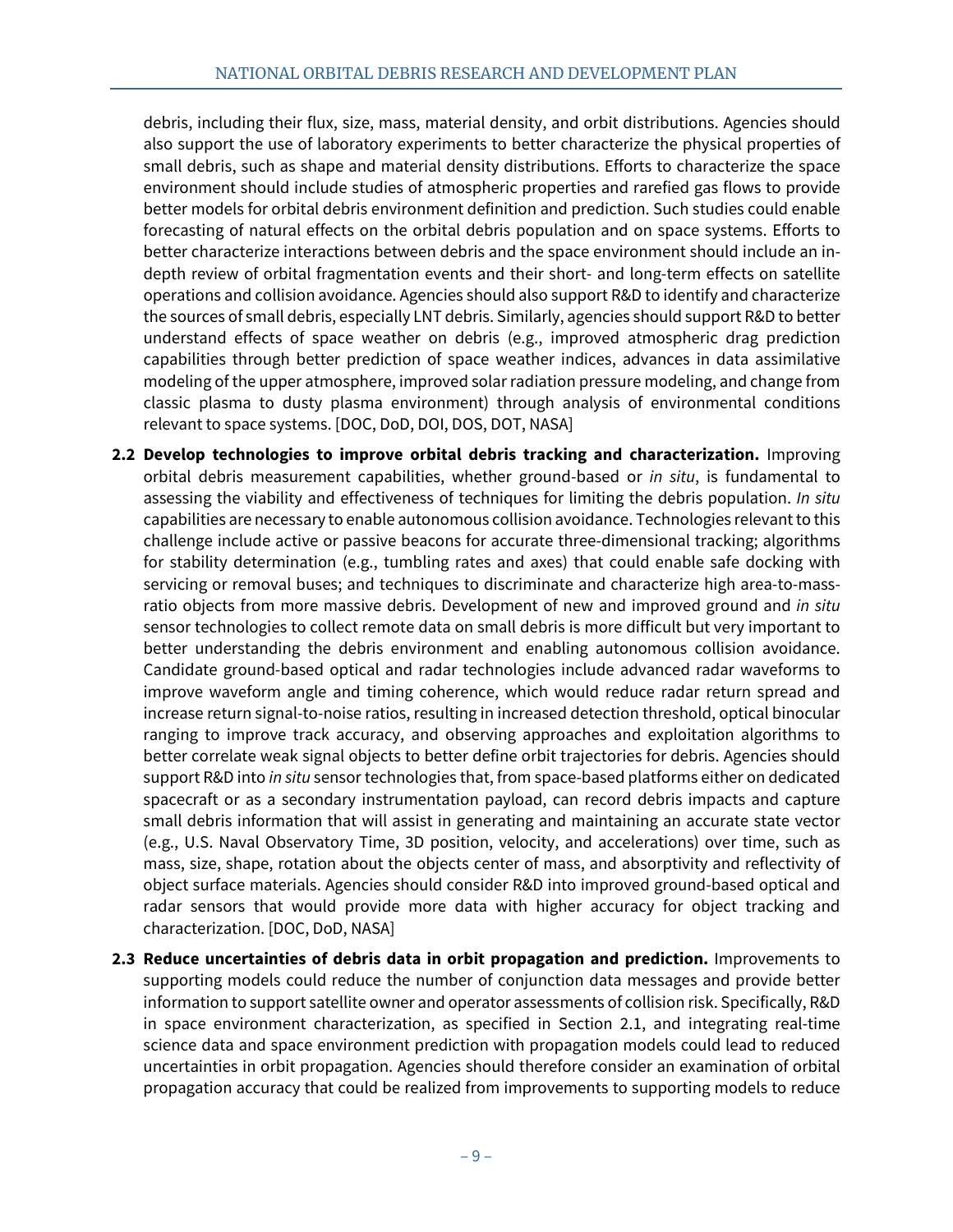debris, including their flux, size, mass, material density, and orbit distributions. Agencies should also support the use of laboratory experiments to better characterize the physical properties of small debris, such as shape and material density distributions. Efforts to characterize the space environment should include studies of atmospheric properties and rarefied gas flows to provide better models for orbital debris environment definition and prediction. Such studies could enable forecasting of natural effects on the orbital debris population and on space systems. Efforts to better characterize interactions between debris and the space environment should include an in-depth review of orbital fragmentation events and their short- and long-term effects on satellite operations and collision avoidance. Agencies should also support R&D to identify and characterize the sources of small debris, especially LNT debris. Similarly, agencies should support R&D to better understand effects of space weather on debris (e.g., improved atmospheric drag prediction capabilities through better prediction of space weather indices, advances in data assimilative modeling of the upper atmosphere, improved solar radiation pressure modeling, and change from classic plasma to dusty plasma environment) through analysis of environmental conditions relevant to space systems. [DOC, DoD, DOI, DOS, DOT, NASA]

**2.2 Develop technologies to improve orbital debris tracking and characterization.** Improving orbital debris measurement capabilities, whether ground-based or *in situ*, is fundamental to assessing the viability and effectiveness of techniques for limiting the debris population. *In situ* capabilities are necessary to enable autonomous collision avoidance. Technologies relevant to this challenge include active or passive beacons for accurate three-dimensional tracking; algorithms for stability determination (e.g., tumbling rates and axes) that could enable safe docking with servicing or removal buses; and techniques to discriminate and characterize high area-to-mass-ratio objects from more massive debris. Development of new and improved ground and *in situ* sensor technologies to collect remote data on small debris is more difficult but very important to better understanding the debris environment and enabling autonomous collision avoidance. Candidate ground-based optical and radar technologies include advanced radar waveforms to improve waveform angle and timing coherence, which would reduce radar return spread and increase return signal-to-noise ratios, resulting in increased detection threshold, optical binocular ranging to improve track accuracy, and observing approaches and exploitation algorithms to better correlate weak signal objects to better define orbit trajectories for debris. Agencies should support R&D into *in situ* sensor technologies that, from space-based platforms either on dedicated spacecraft or as a secondary instrumentation payload, can record debris impacts and capture small debris information that will assist in generating and maintaining an accurate state vector (e.g., U.S. Naval Observatory Time, 3D position, velocity, and accelerations) over time, such as mass, size, shape, rotation about the objects center of mass, and absorptivity and reflectivity of object surface materials. Agencies should consider R&D into improved ground-based optical and radar sensors that would provide more data with higher accuracy for object tracking and characterization. [DOC, DoD, NASA]

**2.3 Reduce uncertainties of debris data in orbit propagation and prediction.** Improvements to supporting models could reduce the number of conjunction data messages and provide better information to support satellite owner and operator assessments of collision risk. Specifically, R&D in space environment characterization, as specified in Section 2.1, and integrating real-time science data and space environment prediction with propagation models could lead to reduced uncertainties in orbit propagation. Agencies should therefore consider an examination of orbital propagation accuracy that could be realized from improvements to supporting models to reduce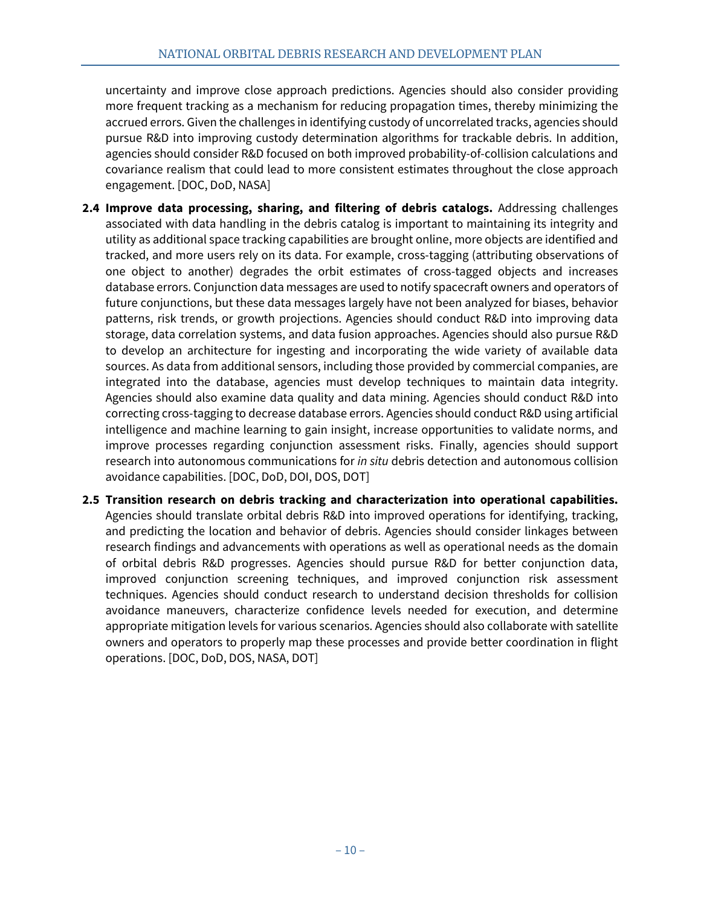uncertainty and improve close approach predictions. Agencies should also consider providing more frequent tracking as a mechanism for reducing propagation times, thereby minimizing the accrued errors. Given the challenges in identifying custody of uncorrelated tracks, agencies should pursue R&D into improving custody determination algorithms for trackable debris. In addition, agencies should consider R&D focused on both improved probability-of-collision calculations and covariance realism that could lead to more consistent estimates throughout the close approach engagement. [DOC, DoD, NASA]

**2.4 Improve data processing, sharing, and filtering of debris catalogs.** Addressing challenges associated with data handling in the debris catalog is important to maintaining its integrity and utility as additional space tracking capabilities are brought online, more objects are identified and tracked, and more users rely on its data. For example, cross-tagging (attributing observations of one object to another) degrades the orbit estimates of cross-tagged objects and increases database errors. Conjunction data messages are used to notify spacecraft owners and operators of future conjunctions, but these data messages largely have not been analyzed for biases, behavior patterns, risk trends, or growth projections. Agencies should conduct R&D into improving data storage, data correlation systems, and data fusion approaches. Agencies should also pursue R&D to develop an architecture for ingesting and incorporating the wide variety of available data sources. As data from additional sensors, including those provided by commercial companies, are integrated into the database, agencies must develop techniques to maintain data integrity. Agencies should also examine data quality and data mining. Agencies should conduct R&D into correcting cross-tagging to decrease database errors. Agencies should conduct R&D using artificial intelligence and machine learning to gain insight, increase opportunities to validate norms, and improve processes regarding conjunction assessment risks. Finally, agencies should support research into autonomous communications for *in situ* debris detection and autonomous collision avoidance capabilities. [DOC, DoD, DOI, DOS, DOT]

**2.5 Transition research on debris tracking and characterization into operational capabilities.** Agencies should translate orbital debris R&D into improved operations for identifying, tracking, and predicting the location and behavior of debris. Agencies should consider linkages between research findings and advancements with operations as well as operational needs as the domain of orbital debris R&D progresses. Agencies should pursue R&D for better conjunction data, improved conjunction screening techniques, and improved conjunction risk assessment techniques. Agencies should conduct research to understand decision thresholds for collision avoidance maneuvers, characterize confidence levels needed for execution, and determine appropriate mitigation levels for various scenarios. Agencies should also collaborate with satellite owners and operators to properly map these processes and provide better coordination in flight operations. [DOC, DoD, DOS, NASA, DOT]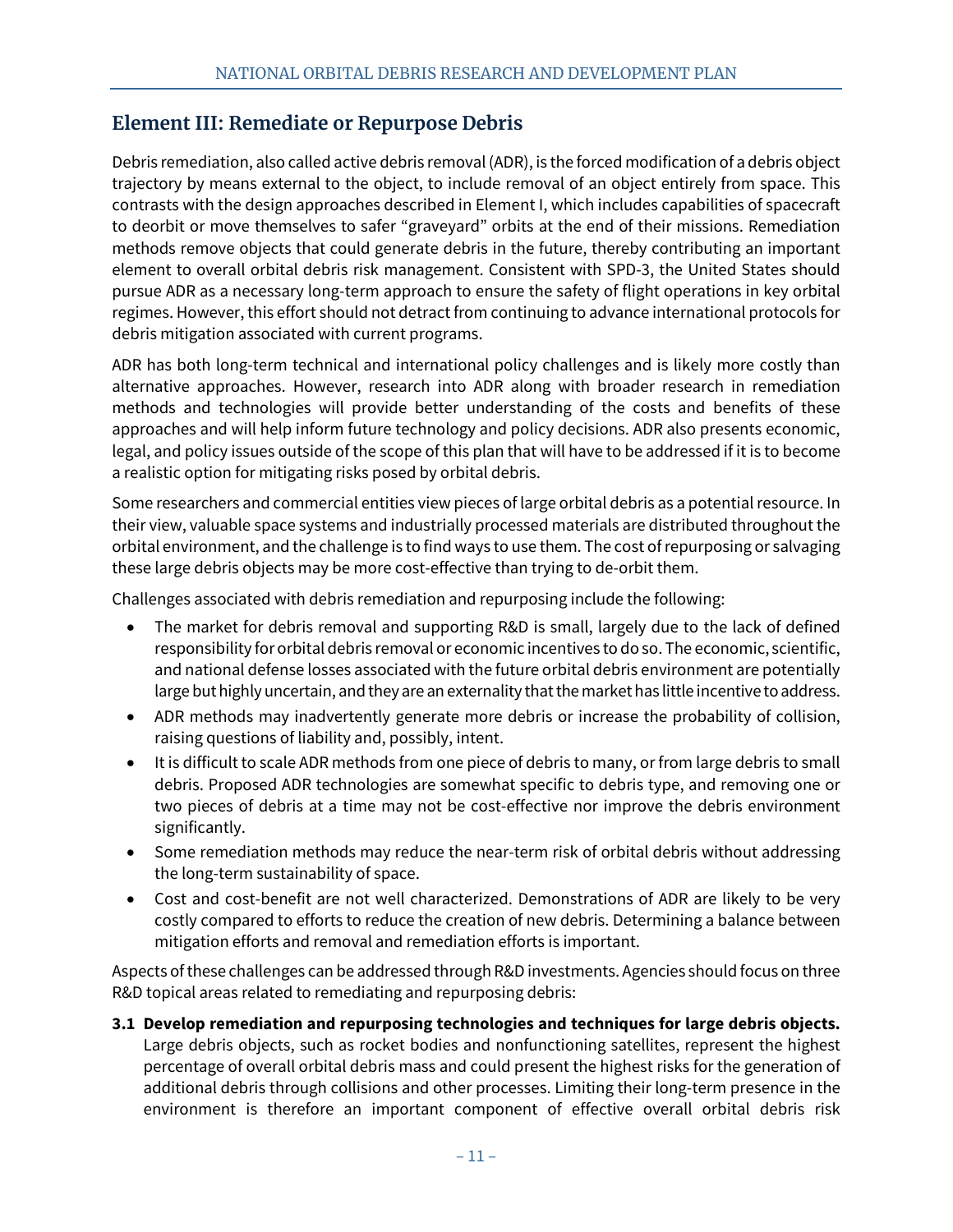## Element III: Remediate or Repurpose Debris

Debris remediation, also called active debris removal (ADR), is the forced modification of a debris object trajectory by means external to the object, to include removal of an object entirely from space. This contrasts with the design approaches described in Element I, which includes capabilities of spacecraft to deorbit or move themselves to safer "graveyard" orbits at the end of their missions. Remediation methods remove objects that could generate debris in the future, thereby contributing an important element to overall orbital debris risk management. Consistent with SPD-3, the United States should pursue ADR as a necessary long-term approach to ensure the safety of flight operations in key orbital regimes. However, this effort should not detract from continuing to advance international protocols for debris mitigation associated with current programs.

ADR has both long-term technical and international policy challenges and is likely more costly than alternative approaches. However, research into ADR along with broader research in remediation methods and technologies will provide better understanding of the costs and benefits of these approaches and will help inform future technology and policy decisions. ADR also presents economic, legal, and policy issues outside of the scope of this plan that will have to be addressed if it is to become a realistic option for mitigating risks posed by orbital debris.

Some researchers and commercial entities view pieces of large orbital debris as a potential resource. In their view, valuable space systems and industrially processed materials are distributed throughout the orbital environment, and the challenge is to find ways to use them. The cost of repurposing or salvaging these large debris objects may be more cost-effective than trying to de-orbit them.

Challenges associated with debris remediation and repurposing include the following:

- The market for debris removal and supporting R&D is small, largely due to the lack of defined responsibility for orbital debris removal or economic incentives to do so. The economic, scientific, and national defense losses associated with the future orbital debris environment are potentially large but highly uncertain, and they are an externality that the market has little incentive to address.
- ADR methods may inadvertently generate more debris or increase the probability of collision, raising questions of liability and, possibly, intent.
- It is difficult to scale ADR methods from one piece of debris to many, or from large debris to small debris. Proposed ADR technologies are somewhat specific to debris type, and removing one or two pieces of debris at a time may not be cost-effective nor improve the debris environment significantly.
- Some remediation methods may reduce the near-term risk of orbital debris without addressing the long-term sustainability of space.
- Cost and cost-benefit are not well characterized. Demonstrations of ADR are likely to be very costly compared to efforts to reduce the creation of new debris. Determining a balance between mitigation efforts and removal and remediation efforts is important.

Aspects of these challenges can be addressed through R&D investments. Agencies should focus on three R&D topical areas related to remediating and repurposing debris:

**3.1 Develop remediation and repurposing technologies and techniques for large debris objects.** Large debris objects, such as rocket bodies and nonfunctioning satellites, represent the highest percentage of overall orbital debris mass and could present the highest risks for the generation of additional debris through collisions and other processes. Limiting their long-term presence in the environment is therefore an important component of effective overall orbital debris risk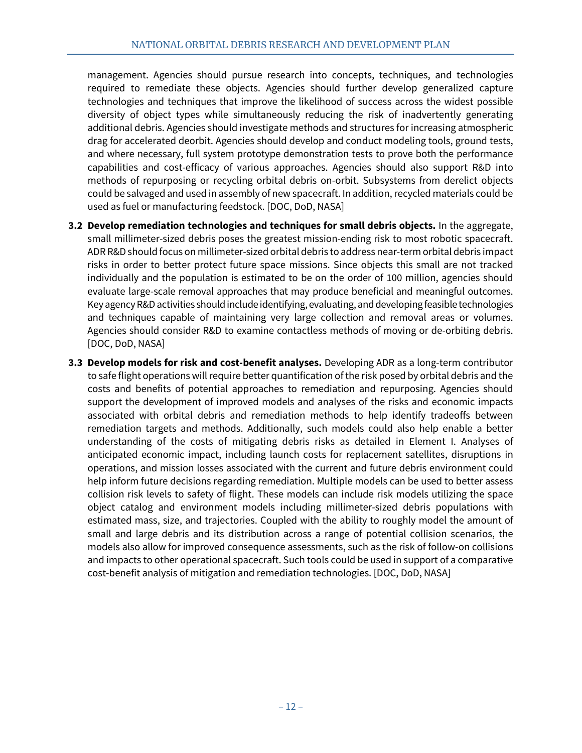management. Agencies should pursue research into concepts, techniques, and technologies required to remediate these objects. Agencies should further develop generalized capture technologies and techniques that improve the likelihood of success across the widest possible diversity of object types while simultaneously reducing the risk of inadvertently generating additional debris. Agencies should investigate methods and structures for increasing atmospheric drag for accelerated deorbit. Agencies should develop and conduct modeling tools, ground tests, and where necessary, full system prototype demonstration tests to prove both the performance capabilities and cost-efficacy of various approaches. Agencies should also support R&D into methods of repurposing or recycling orbital debris on-orbit. Subsystems from derelict objects could be salvaged and used in assembly of new spacecraft. In addition, recycled materials could be used as fuel or manufacturing feedstock. [DOC, DoD, NASA]

**3.2 Develop remediation technologies and techniques for small debris objects.** In the aggregate, small millimeter-sized debris poses the greatest mission-ending risk to most robotic spacecraft. ADR R&D should focus on millimeter-sized orbital debris to address near-term orbital debris impact risks in order to better protect future space missions. Since objects this small are not tracked individually and the population is estimated to be on the order of 100 million, agencies should evaluate large-scale removal approaches that may produce beneficial and meaningful outcomes. Key agency R&D activities should include identifying, evaluating, and developing feasible technologies and techniques capable of maintaining very large collection and removal areas or volumes. Agencies should consider R&D to examine contactless methods of moving or de-orbiting debris. [DOC, DoD, NASA]

**3.3 Develop models for risk and cost-benefit analyses.** Developing ADR as a long-term contributor to safe flight operations will require better quantification of the risk posed by orbital debris and the costs and benefits of potential approaches to remediation and repurposing. Agencies should support the development of improved models and analyses of the risks and economic impacts associated with orbital debris and remediation methods to help identify tradeoffs between remediation targets and methods. Additionally, such models could also help enable a better understanding of the costs of mitigating debris risks as detailed in Element I. Analyses of anticipated economic impact, including launch costs for replacement satellites, disruptions in operations, and mission losses associated with the current and future debris environment could help inform future decisions regarding remediation. Multiple models can be used to better assess collision risk levels to safety of flight. These models can include risk models utilizing the space object catalog and environment models including millimeter-sized debris populations with estimated mass, size, and trajectories. Coupled with the ability to roughly model the amount of small and large debris and its distribution across a range of potential collision scenarios, the models also allow for improved consequence assessments, such as the risk of follow-on collisions and impacts to other operational spacecraft. Such tools could be used in support of a comparative cost-benefit analysis of mitigation and remediation technologies. [DOC, DoD, NASA]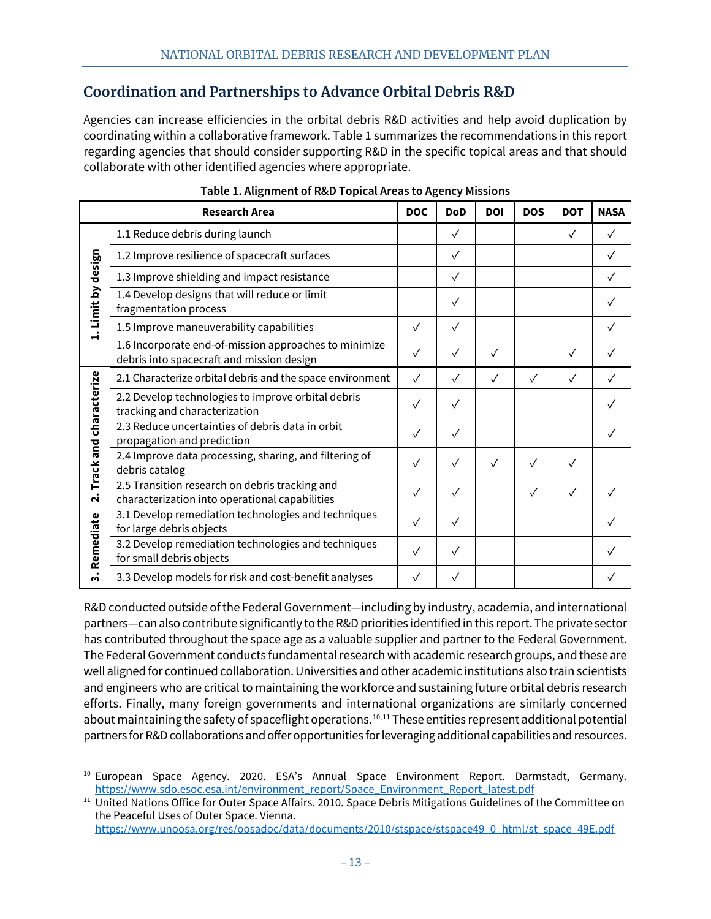## Coordination and Partnerships to Advance Orbital Debris R&D

Agencies can increase efficiencies in the orbital debris R&D activities and help avoid duplication by coordinating within a collaborative framework. Table 1 summarizes the recommendations in this report regarding agencies that should consider supporting R&D in the specific topical areas and that should collaborate with other identified agencies where appropriate.

**Table 1. Alignment of R&D Topical Areas to Agency Missions**

| | Research Area | DOC | DoD | DOI | DOS | DOT | NASA |
|---|---|---|---|---|---|---|---|
| 1. Limit by design | 1.1 Reduce debris during launch | | ✓ | | | ✓ | ✓ |
| | 1.2 Improve resilience of spacecraft surfaces | | ✓ | | | | ✓ |
| | 1.3 Improve shielding and impact resistance | | ✓ | | | | ✓ |
| | 1.4 Develop designs that will reduce or limit fragmentation process | | ✓ | | | | ✓ |
| | 1.5 Improve maneuverability capabilities | ✓ | ✓ | | | | ✓ |
| | 1.6 Incorporate end-of-mission approaches to minimize debris into spacecraft and mission design | ✓ | ✓ | ✓ | | ✓ | ✓ |
| 2. Track and characterize | 2.1 Characterize orbital debris and the space environment | ✓ | ✓ | ✓ | ✓ | ✓ | ✓ |
| | 2.2 Develop technologies to improve orbital debris tracking and characterization | ✓ | ✓ | | | | ✓ |
| | 2.3 Reduce uncertainties of debris data in orbit propagation and prediction | ✓ | ✓ | | | | ✓ |
| | 2.4 Improve data processing, sharing, and filtering of debris catalog | ✓ | ✓ | ✓ | ✓ | ✓ | |
| | 2.5 Transition research on debris tracking and characterization into operational capabilities | ✓ | ✓ | | ✓ | ✓ | ✓ |
| 3. Remediate | 3.1 Develop remediation technologies and techniques for large debris objects | ✓ | ✓ | | | | ✓ |
| | 3.2 Develop remediation technologies and techniques for small debris objects | ✓ | ✓ | | | | ✓ |
| | 3.3 Develop models for risk and cost-benefit analyses | ✓ | ✓ | | | | ✓ |

R&D conducted outside of the Federal Government—including by industry, academia, and international partners—can also contribute significantly to the R&D priorities identified in this report. The private sector has contributed throughout the space age as a valuable supplier and partner to the Federal Government. The Federal Government conducts fundamental research with academic research groups, and these are well aligned for continued collaboration. Universities and other academic institutions also train scientists and engineers who are critical to maintaining the workforce and sustaining future orbital debris research efforts. Finally, many foreign governments and international organizations are similarly concerned about maintaining the safety of spaceflight operations.[10,11] These entities represent additional potential partners for R&D collaborations and offer opportunities for leveraging additional capabilities and resources.

---

[10] European Space Agency. 2020. ESA's Annual Space Environment Report. Darmstadt, Germany. https://www.sdo.esoc.esa.int/environment_report/Space_Environment_Report_latest.pdf

[11] United Nations Office for Outer Space Affairs. 2010. Space Debris Mitigations Guidelines of the Committee on the Peaceful Uses of Outer Space. Vienna. https://www.unoosa.org/res/oosadoc/data/documents/2010/stspace/stspace49_0_html/st_space_49E.pdf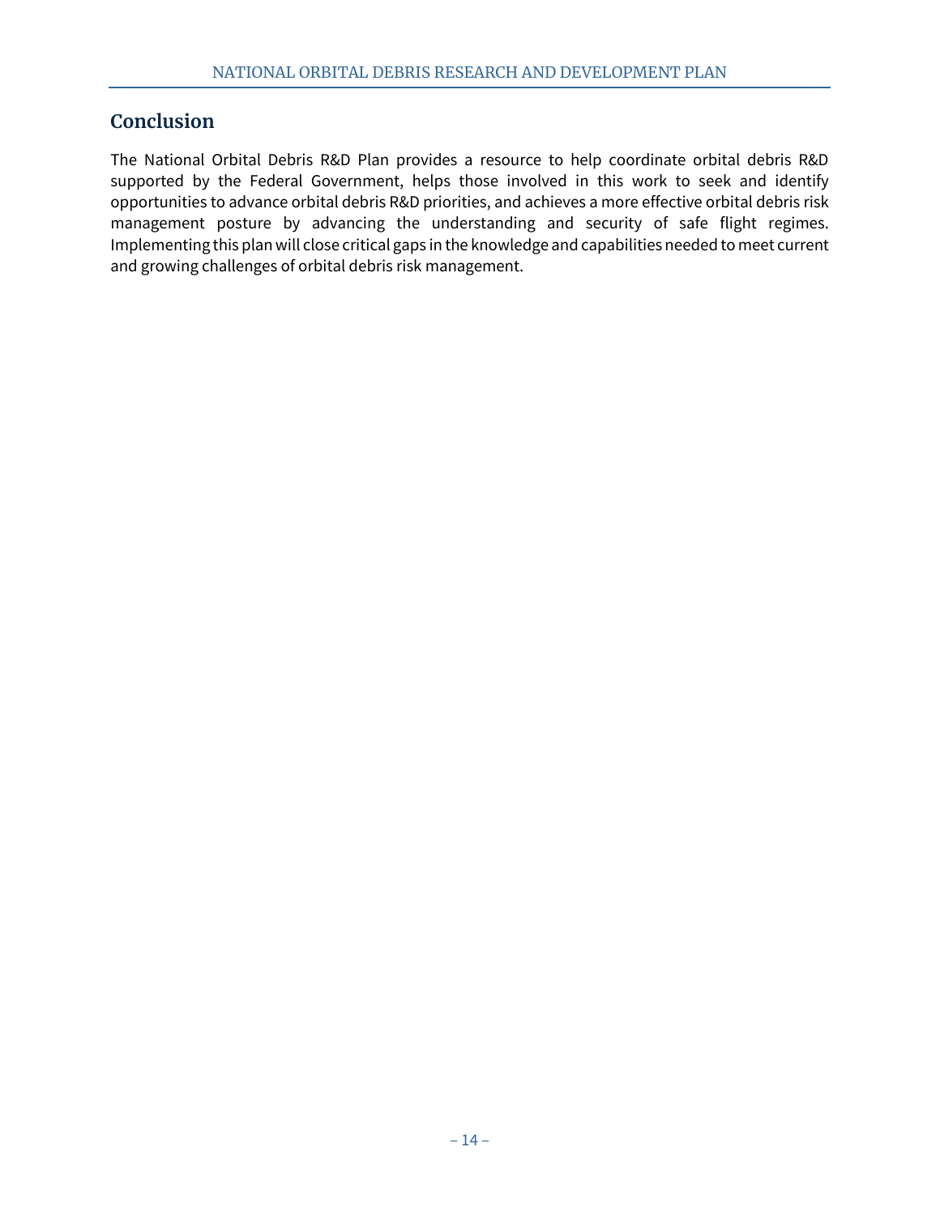## Conclusion

The National Orbital Debris R&D Plan provides a resource to help coordinate orbital debris R&D supported by the Federal Government, helps those involved in this work to seek and identify opportunities to advance orbital debris R&D priorities, and achieves a more effective orbital debris risk management posture by advancing the understanding and security of safe flight regimes. Implementing this plan will close critical gaps in the knowledge and capabilities needed to meet current and growing challenges of orbital debris risk management.